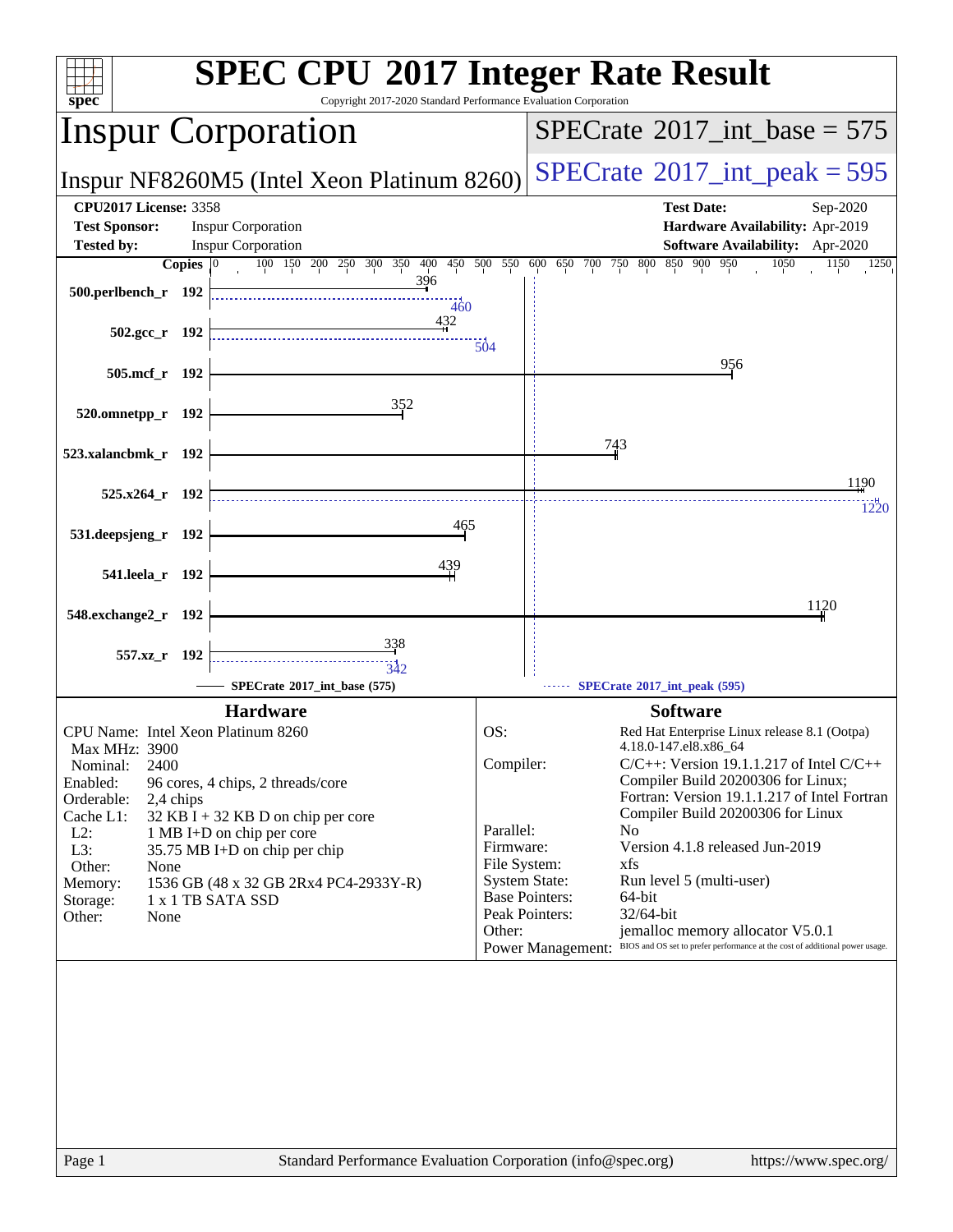# SPEC CPU 2017 Integer Rate Result

Copyright 2017-2020 Standard Performance Evaluation Corporation

## Inspur Corporation

**Inspur NF8260M5 (Intel Xeon Platinum 8260)**

SPECrate 2017_int_base = 575

SPECrate 2017_int_peak = 595

| | | | |
|---|---|---|---|
| **CPU2017 License:** 3358 | | **Test Date:** | Sep-2020 |
| **Test Sponsor:** | Inspur Corporation | **Hardware Availability:** | Apr-2019 |
| **Tested by:** | Inspur Corporation | **Software Availability:** | Apr-2020 |

| Benchmark | Copies | Base | Peak |
|---|---|---|---|
| 500.perlbench_r | 192 | 396 | 460 |
| 502.gcc_r | 192 | 432 | 504 |
| 505.mcf_r | 192 | 956 | |
| 520.omnetpp_r | 192 | 352 | |
| 523.xalancbmk_r | 192 | 743 | |
| 525.x264_r | 192 | 1190 | 1220 |
| 531.deepsjeng_r | 192 | 465 | |
| 541.leela_r | 192 | 439 | |
| 548.exchange2_r | 192 | 1120 | |
| 557.xz_r | 192 | 338 | 342 |

SPECrate 2017_int_base (575) ------ SPECrate 2017_int_peak (595)

### Hardware

| | |
|---|---|
| CPU Name: | Intel Xeon Platinum 8260 |
| Max MHz: | 3900 |
| Nominal: | 2400 |
| Enabled: | 96 cores, 4 chips, 2 threads/core |
| Orderable: | 2,4 chips |
| Cache L1: | 32 KB I + 32 KB D on chip per core |
| L2: | 1 MB I+D on chip per core |
| L3: | 35.75 MB I+D on chip per chip |
| Other: | None |
| Memory: | 1536 GB (48 x 32 GB 2Rx4 PC4-2933Y-R) |
| Storage: | 1 x 1 TB SATA SSD |
| Other: | None |

### Software

| | |
|---|---|
| OS: | Red Hat Enterprise Linux release 8.1 (Ootpa) 4.18.0-147.el8.x86_64 |
| Compiler: | C/C++: Version 19.1.1.217 of Intel C/C++ Compiler Build 20200306 for Linux; Fortran: Version 19.1.1.217 of Intel Fortran Compiler Build 20200306 for Linux |
| Parallel: | No |
| Firmware: | Version 4.1.8 released Jun-2019 |
| File System: | xfs |
| System State: | Run level 5 (multi-user) |
| Base Pointers: | 64-bit |
| Peak Pointers: | 32/64-bit |
| Other: | jemalloc memory allocator V5.0.1 |
| Power Management: | BIOS and OS set to prefer performance at the cost of additional power usage. |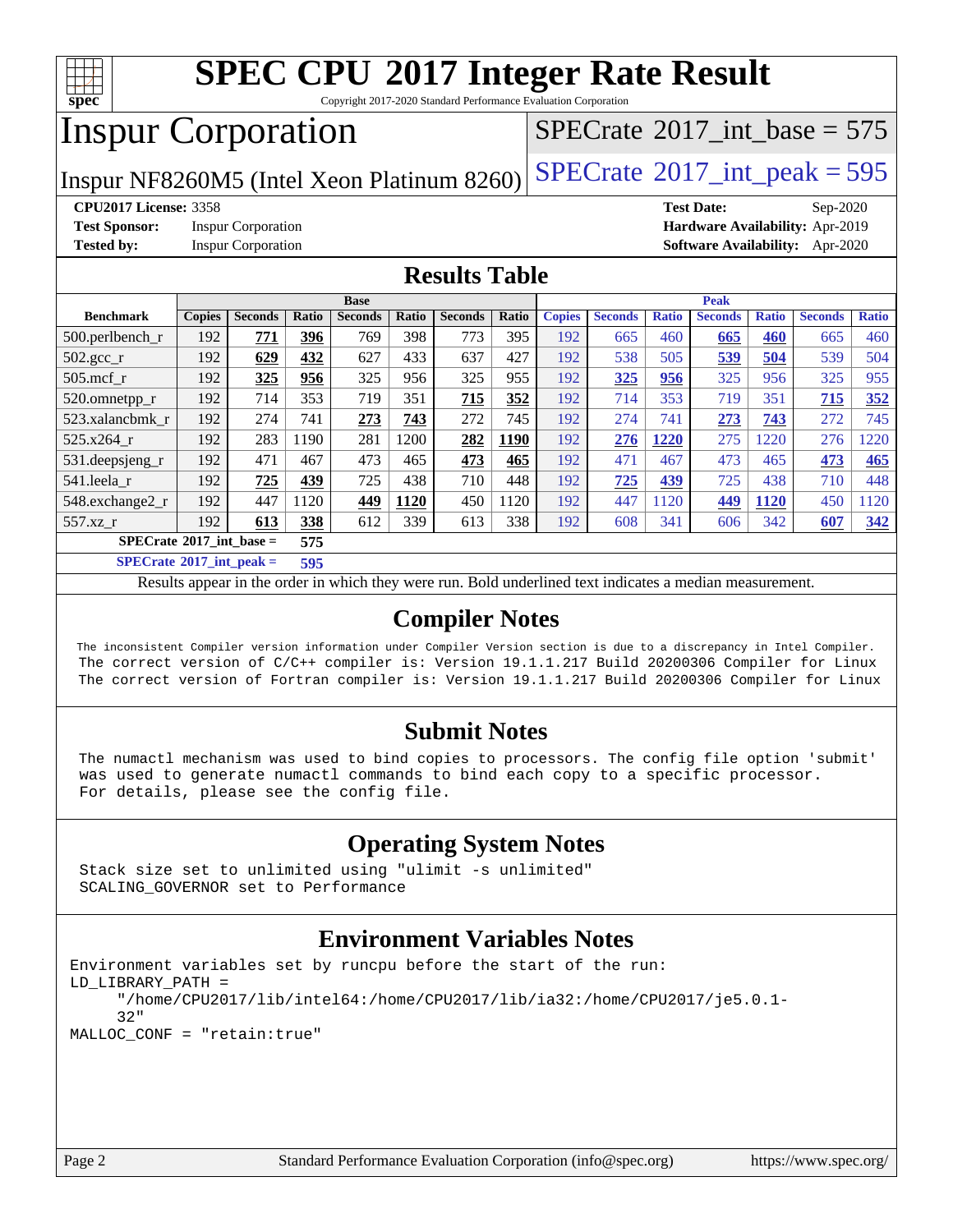# SPEC CPU 2017 Integer Rate Result

Copyright 2017-2020 Standard Performance Evaluation Corporation

# Inspur Corporation

Inspur NF8260M5 (Intel Xeon Platinum 8260)

SPECrate 2017_int_base = 575

SPECrate 2017_int_peak = 595

**CPU2017 License:** 3358
**Test Sponsor:** Inspur Corporation
**Tested by:** Inspur Corporation

**Test Date:** Sep-2020
**Hardware Availability:** Apr-2019
**Software Availability:** Apr-2020

## Results Table

| Benchmark | Base | | | | | | | Peak | | | | | | |
|---|---|---|---|---|---|---|---|---|---|---|---|---|---|---|
| | Copies | Seconds | Ratio | Seconds | Ratio | Seconds | Ratio | Copies | Seconds | Ratio | Seconds | Ratio | Seconds | Ratio |
| 500.perlbench_r | 192 | **771** | **396** | 769 | 398 | 773 | 395 | 192 | 665 | 460 | **665** | **460** | 665 | 460 |
| 502.gcc_r | 192 | **629** | **432** | 627 | 433 | 637 | 427 | 192 | 538 | 505 | **539** | **504** | 539 | 504 |
| 505.mcf_r | 192 | **325** | **956** | 325 | 956 | 325 | 955 | 192 | **325** | **956** | 325 | 956 | 325 | 955 |
| 520.omnetpp_r | 192 | 714 | 353 | 719 | 351 | **715** | **352** | 192 | 714 | 353 | 719 | 351 | **715** | **352** |
| 523.xalancbmk_r | 192 | 274 | 741 | **273** | **743** | 272 | 745 | 192 | 274 | 741 | **273** | **743** | 272 | 745 |
| 525.x264_r | 192 | 283 | 1190 | 281 | 1200 | **282** | **1190** | 192 | **276** | **1220** | 275 | 1220 | 276 | 1220 |
| 531.deepsjeng_r | 192 | 471 | 467 | 473 | 465 | **473** | **465** | 192 | 471 | 467 | 473 | 465 | **473** | **465** |
| 541.leela_r | 192 | **725** | **439** | 725 | 438 | 710 | 448 | 192 | **725** | **439** | 725 | 438 | 710 | 448 |
| 548.exchange2_r | 192 | 447 | 1120 | **449** | **1120** | 450 | 1120 | 192 | 447 | 1120 | **449** | **1120** | 450 | 1120 |
| 557.xz_r | 192 | **613** | **338** | 612 | 339 | 613 | 338 | 192 | 608 | 341 | 606 | 342 | **607** | **342** |

**SPECrate 2017_int_base = 575**

**SPECrate 2017_int_peak = 595**

Results appear in the order in which they were run. Bold underlined text indicates a median measurement.

## Compiler Notes

```
The inconsistent Compiler version information under Compiler Version section is due to a discrepancy in Intel Compiler.
The correct version of C/C++ compiler is: Version 19.1.1.217 Build 20200306 Compiler for Linux
The correct version of Fortran compiler is: Version 19.1.1.217 Build 20200306 Compiler for Linux
```

## Submit Notes

```
The numactl mechanism was used to bind copies to processors. The config file option 'submit'
was used to generate numactl commands to bind each copy to a specific processor.
For details, please see the config file.
```

## Operating System Notes

```
Stack size set to unlimited using "ulimit -s unlimited"
SCALING_GOVERNOR set to Performance
```

## Environment Variables Notes

```
Environment variables set by runcpu before the start of the run:
LD_LIBRARY_PATH =
     "/home/CPU2017/lib/intel64:/home/CPU2017/lib/ia32:/home/CPU2017/je5.0.1-
     32"
MALLOC_CONF = "retain:true"
```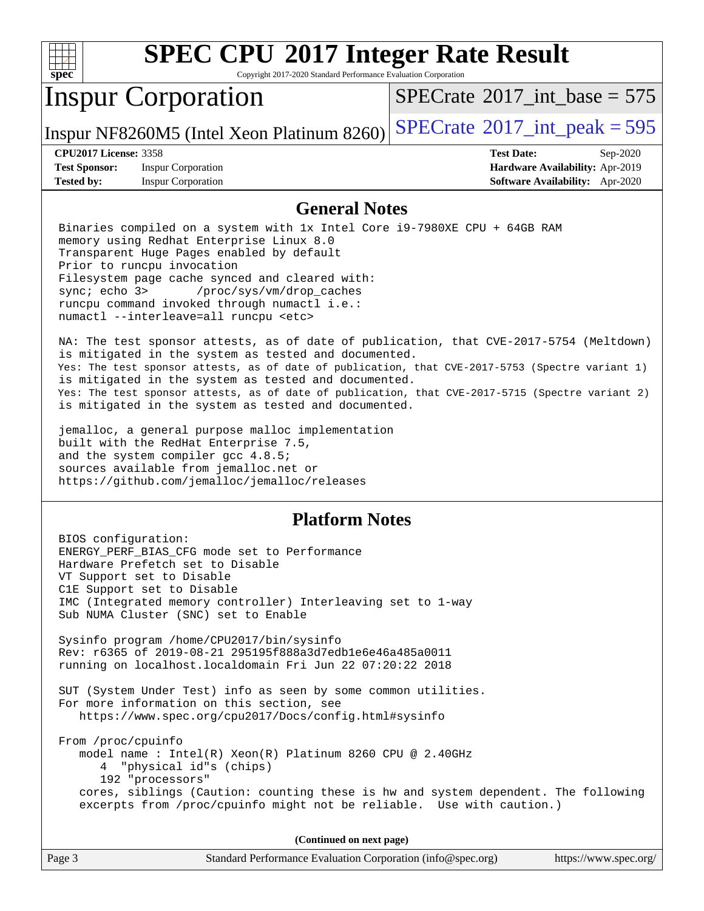# SPEC CPU 2017 Integer Rate Result

Copyright 2017-2020 Standard Performance Evaluation Corporation

## Inspur Corporation

Inspur NF8260M5 (Intel Xeon Platinum 8260)

SPECrate 2017_int_base = 575

SPECrate 2017_int_peak = 595

| | | | |
|---|---|---|---|
| **CPU2017 License:** | 3358 | **Test Date:** | Sep-2020 |
| **Test Sponsor:** | Inspur Corporation | **Hardware Availability:** | Apr-2019 |
| **Tested by:** | Inspur Corporation | **Software Availability:** | Apr-2020 |

## General Notes

```
Binaries compiled on a system with 1x Intel Core i9-7980XE CPU + 64GB RAM
memory using Redhat Enterprise Linux 8.0
Transparent Huge Pages enabled by default
Prior to runcpu invocation
Filesystem page cache synced and cleared with:
sync; echo 3>       /proc/sys/vm/drop_caches
runcpu command invoked through numactl i.e.:
numactl --interleave=all runcpu <etc>

NA: The test sponsor attests, as of date of publication, that CVE-2017-5754 (Meltdown)
is mitigated in the system as tested and documented.
Yes: The test sponsor attests, as of date of publication, that CVE-2017-5753 (Spectre variant 1)
is mitigated in the system as tested and documented.
Yes: The test sponsor attests, as of date of publication, that CVE-2017-5715 (Spectre variant 2)
is mitigated in the system as tested and documented.

jemalloc, a general purpose malloc implementation
built with the RedHat Enterprise 7.5,
and the system compiler gcc 4.8.5;
sources available from jemalloc.net or
https://github.com/jemalloc/jemalloc/releases
```

## Platform Notes

```
BIOS configuration:
ENERGY_PERF_BIAS_CFG mode set to Performance
Hardware Prefetch set to Disable
VT Support set to Disable
C1E Support set to Disable
IMC (Integrated memory controller) Interleaving set to 1-way
Sub NUMA Cluster (SNC) set to Enable

Sysinfo program /home/CPU2017/bin/sysinfo
Rev: r6365 of 2019-08-21 295195f888a3d7edb1e6e46a485a0011
running on localhost.localdomain Fri Jun 22 07:20:22 2018

SUT (System Under Test) info as seen by some common utilities.
For more information on this section, see
   https://www.spec.org/cpu2017/Docs/config.html#sysinfo

From /proc/cpuinfo
   model name : Intel(R) Xeon(R) Platinum 8260 CPU @ 2.40GHz
      4  "physical id"s (chips)
      192 "processors"
   cores, siblings (Caution: counting these is hw and system dependent. The following
   excerpts from /proc/cpuinfo might not be reliable.  Use with caution.)
```

**(Continued on next page)**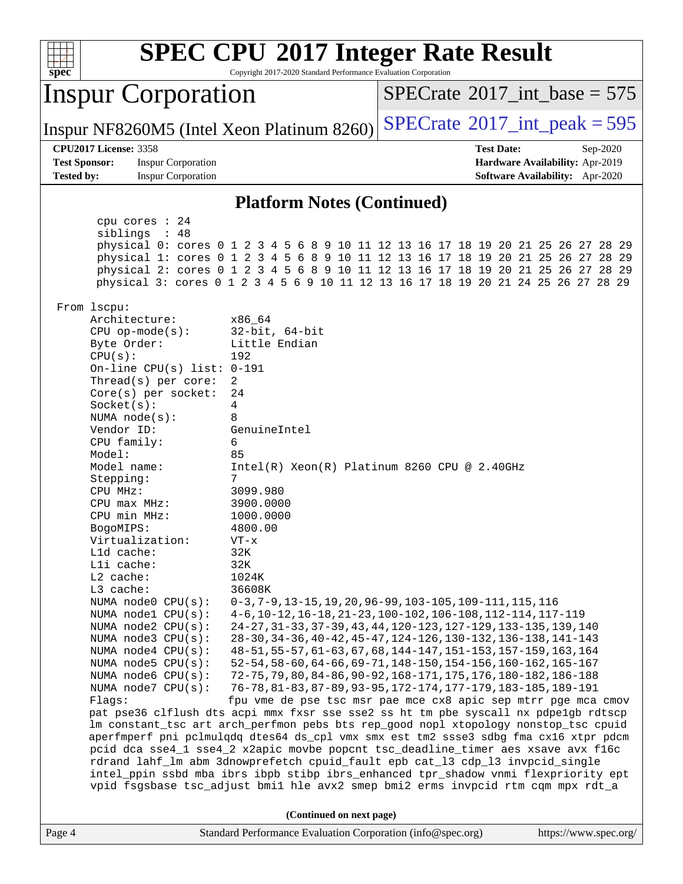## Platform Notes (Continued)

```
     cpu cores : 24
     siblings  : 48
     physical 0: cores 0 1 2 3 4 5 6 8 9 10 11 12 13 16 17 18 19 20 21 25 26 27 28 29
     physical 1: cores 0 1 2 3 4 5 6 8 9 10 11 12 13 16 17 18 19 20 21 25 26 27 28 29
     physical 2: cores 0 1 2 3 4 5 6 8 9 10 11 12 13 16 17 18 19 20 21 25 26 27 28 29
     physical 3: cores 0 1 2 3 4 5 6 9 10 11 12 13 16 17 18 19 20 21 24 25 26 27 28 29

 From lscpu:
     Architecture:        x86_64
     CPU op-mode(s):      32-bit, 64-bit
     Byte Order:          Little Endian
     CPU(s):              192
     On-line CPU(s) list: 0-191
     Thread(s) per core:  2
     Core(s) per socket:  24
     Socket(s):           4
     NUMA node(s):        8
     Vendor ID:           GenuineIntel
     CPU family:          6
     Model:               85
     Model name:          Intel(R) Xeon(R) Platinum 8260 CPU @ 2.40GHz
     Stepping:            7
     CPU MHz:             3099.980
     CPU max MHz:         3900.0000
     CPU min MHz:         1000.0000
     BogoMIPS:            4800.00
     Virtualization:      VT-x
     L1d cache:           32K
     L1i cache:           32K
     L2 cache:            1024K
     L3 cache:            36608K
     NUMA node0 CPU(s):   0-3,7-9,13-15,19,20,96-99,103-105,109-111,115,116
     NUMA node1 CPU(s):   4-6,10-12,16-18,21-23,100-102,106-108,112-114,117-119
     NUMA node2 CPU(s):   24-27,31-33,37-39,43,44,120-123,127-129,133-135,139,140
     NUMA node3 CPU(s):   28-30,34-36,40-42,45-47,124-126,130-132,136-138,141-143
     NUMA node4 CPU(s):   48-51,55-57,61-63,67,68,144-147,151-153,157-159,163,164
     NUMA node5 CPU(s):   52-54,58-60,64-66,69-71,148-150,154-156,160-162,165-167
     NUMA node6 CPU(s):   72-75,79,80,84-86,90-92,168-171,175,176,180-182,186-188
     NUMA node7 CPU(s):   76-78,81-83,87-89,93-95,172-174,177-179,183-185,189-191
     Flags:               fpu vme de pse tsc msr pae mce cx8 apic sep mtrr pge mca cmov
     pat pse36 clflush dts acpi mmx fxsr sse sse2 ss ht tm pbe syscall nx pdpe1gb rdtscp
     lm constant_tsc art arch_perfmon pebs bts rep_good nopl xtopology nonstop_tsc cpuid
     aperfmperf pni pclmulqdq dtes64 ds_cpl vmx smx est tm2 ssse3 sdbg fma cx16 xtpr pdcm
     pcid dca sse4_1 sse4_2 x2apic movbe popcnt tsc_deadline_timer aes xsave avx f16c
     rdrand lahf_lm abm 3dnowprefetch cpuid_fault epb cat_l3 cdp_l3 invpcid_single
     intel_ppin ssbd mba ibrs ibpb stibp ibrs_enhanced tpr_shadow vnmi flexpriority ept
     vpid fsgsbase tsc_adjust bmi1 hle avx2 smep bmi2 erms invpcid rtm cqm mpx rdt_a
```

**(Continued on next page)**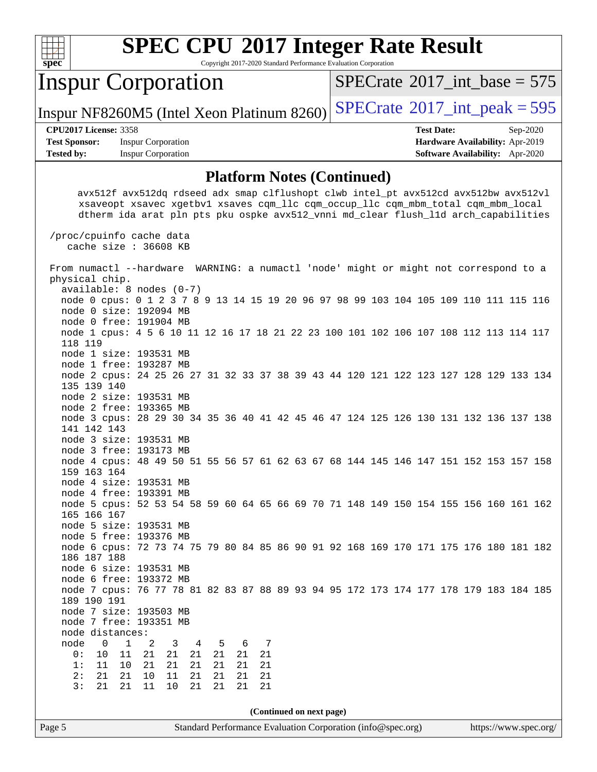## Platform Notes (Continued)

```
      avx512f avx512dq rdseed adx smap clflushopt clwb intel_pt avx512cd avx512bw avx512vl
      xsaveopt xsavec xgetbv1 xsaves cqm_llc cqm_occup_llc cqm_mbm_total cqm_mbm_local
      dtherm ida arat pln pts pku ospke avx512_vnni md_clear flush_l1d arch_capabilities

 /proc/cpuinfo cache data
    cache size : 36608 KB

 From numactl --hardware  WARNING: a numactl 'node' might or might not correspond to a
 physical chip.
   available: 8 nodes (0-7)
   node 0 cpus: 0 1 2 3 7 8 9 13 14 15 19 20 96 97 98 99 103 104 105 109 110 111 115 116
   node 0 size: 192094 MB
   node 0 free: 191904 MB
   node 1 cpus: 4 5 6 10 11 12 16 17 18 21 22 23 100 101 102 106 107 108 112 113 114 117
   118 119
   node 1 size: 193531 MB
   node 1 free: 193287 MB
   node 2 cpus: 24 25 26 27 31 32 33 37 38 39 43 44 120 121 122 123 127 128 129 133 134
   135 139 140
   node 2 size: 193531 MB
   node 2 free: 193365 MB
   node 3 cpus: 28 29 30 34 35 36 40 41 42 45 46 47 124 125 126 130 131 132 136 137 138
   141 142 143
   node 3 size: 193531 MB
   node 3 free: 193173 MB
   node 4 cpus: 48 49 50 51 55 56 57 61 62 63 67 68 144 145 146 147 151 152 153 157 158
   159 163 164
   node 4 size: 193531 MB
   node 4 free: 193391 MB
   node 5 cpus: 52 53 54 58 59 60 64 65 66 69 70 71 148 149 150 154 155 156 160 161 162
   165 166 167
   node 5 size: 193531 MB
   node 5 free: 193376 MB
   node 6 cpus: 72 73 74 75 79 80 84 85 86 90 91 92 168 169 170 171 175 176 180 181 182
   186 187 188
   node 6 size: 193531 MB
   node 6 free: 193372 MB
   node 7 cpus: 76 77 78 81 82 83 87 88 89 93 94 95 172 173 174 177 178 179 183 184 185
   189 190 191
   node 7 size: 193503 MB
   node 7 free: 193351 MB
   node distances:
   node   0   1   2   3   4   5   6   7
     0:  10  11  21  21  21  21  21  21
     1:  11  10  21  21  21  21  21  21
     2:  21  21  10  11  21  21  21  21
     3:  21  21  11  10  21  21  21  21
```

(Continued on next page)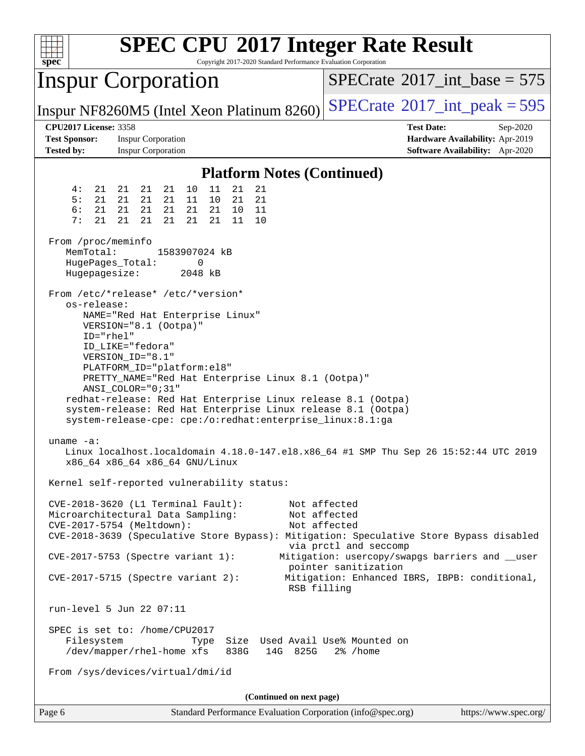# SPEC CPU 2017 Integer Rate Result

Copyright 2017-2020 Standard Performance Evaluation Corporation

## Inspur Corporation

Inspur NF8260M5 (Intel Xeon Platinum 8260)

SPECrate 2017_int_base = 575

SPECrate 2017_int_peak = 595

**CPU2017 License:** 3358
**Test Sponsor:** Inspur Corporation
**Tested by:** Inspur Corporation

**Test Date:** Sep-2020
**Hardware Availability:** Apr-2019
**Software Availability:** Apr-2020

### Platform Notes (Continued)

```
     4:  21  21  21  21  10  11  21  21
     5:  21  21  21  21  11  10  21  21
     6:  21  21  21  21  21  21  10  11
     7:  21  21  21  21  21  21  11  10

 From /proc/meminfo
    MemTotal:       1583907024 kB
    HugePages_Total:       0
    Hugepagesize:       2048 kB

 From /etc/*release* /etc/*version*
    os-release:
       NAME="Red Hat Enterprise Linux"
       VERSION="8.1 (Ootpa)"
       ID="rhel"
       ID_LIKE="fedora"
       VERSION_ID="8.1"
       PLATFORM_ID="platform:el8"
       PRETTY_NAME="Red Hat Enterprise Linux 8.1 (Ootpa)"
       ANSI_COLOR="0;31"
    redhat-release: Red Hat Enterprise Linux release 8.1 (Ootpa)
    system-release: Red Hat Enterprise Linux release 8.1 (Ootpa)
    system-release-cpe: cpe:/o:redhat:enterprise_linux:8.1:ga

 uname -a:
    Linux localhost.localdomain 4.18.0-147.el8.x86_64 #1 SMP Thu Sep 26 15:52:44 UTC 2019
    x86_64 x86_64 x86_64 GNU/Linux

 Kernel self-reported vulnerability status:

 CVE-2018-3620 (L1 Terminal Fault):         Not affected
 Microarchitectural Data Sampling:          Not affected
 CVE-2017-5754 (Meltdown):                  Not affected
 CVE-2018-3639 (Speculative Store Bypass): Mitigation: Speculative Store Bypass disabled
                                            via prctl and seccomp
 CVE-2017-5753 (Spectre variant 1):        Mitigation: usercopy/swapgs barriers and __user
                                            pointer sanitization
 CVE-2017-5715 (Spectre variant 2):        Mitigation: Enhanced IBRS, IBPB: conditional,
                                            RSB filling

 run-level 5 Jun 22 07:11

 SPEC is set to: /home/CPU2017
    Filesystem            Type  Size  Used Avail Use% Mounted on
    /dev/mapper/rhel-home xfs   838G   14G  825G   2% /home

 From /sys/devices/virtual/dmi/id
```

(Continued on next page)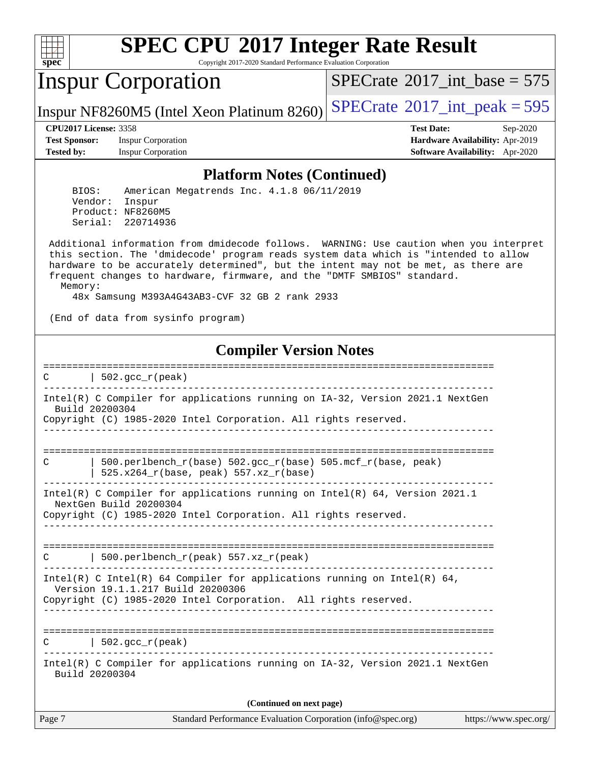# SPEC CPU 2017 Integer Rate Result

Copyright 2017-2020 Standard Performance Evaluation Corporation

## Inspur Corporation

Inspur NF8260M5 (Intel Xeon Platinum 8260)

SPECrate 2017_int_base = 575

SPECrate 2017_int_peak = 595

**CPU2017 License:** 3358
**Test Sponsor:** Inspur Corporation
**Tested by:** Inspur Corporation

**Test Date:** Sep-2020
**Hardware Availability:** Apr-2019
**Software Availability:** Apr-2020

### Platform Notes (Continued)

```
    BIOS:    American Megatrends Inc. 4.1.8 06/11/2019
    Vendor:  Inspur
    Product: NF8260M5
    Serial:  220714936

 Additional information from dmidecode follows.  WARNING: Use caution when you interpret
 this section. The 'dmidecode' program reads system data which is "intended to allow
 hardware to be accurately determined", but the intent may not be met, as there are
 frequent changes to hardware, firmware, and the "DMTF SMBIOS" standard.
   Memory:
     48x Samsung M393A4G43AB3-CVF 32 GB 2 rank 2933

 (End of data from sysinfo program)
```

### Compiler Version Notes

```
==============================================================================
C       | 502.gcc_r(peak)
------------------------------------------------------------------------------
Intel(R) C Compiler for applications running on IA-32, Version 2021.1 NextGen
  Build 20200304
Copyright (C) 1985-2020 Intel Corporation. All rights reserved.
------------------------------------------------------------------------------

==============================================================================
C       | 500.perlbench_r(base) 502.gcc_r(base) 505.mcf_r(base, peak)
        | 525.x264_r(base, peak) 557.xz_r(base)
------------------------------------------------------------------------------
Intel(R) C Compiler for applications running on Intel(R) 64, Version 2021.1
  NextGen Build 20200304
Copyright (C) 1985-2020 Intel Corporation. All rights reserved.
------------------------------------------------------------------------------

==============================================================================
C       | 500.perlbench_r(peak) 557.xz_r(peak)
------------------------------------------------------------------------------
Intel(R) C Intel(R) 64 Compiler for applications running on Intel(R) 64,
  Version 19.1.1.217 Build 20200306
Copyright (C) 1985-2020 Intel Corporation.  All rights reserved.
------------------------------------------------------------------------------

==============================================================================
C       | 502.gcc_r(peak)
------------------------------------------------------------------------------
Intel(R) C Compiler for applications running on IA-32, Version 2021.1 NextGen
  Build 20200304
```

(Continued on next page)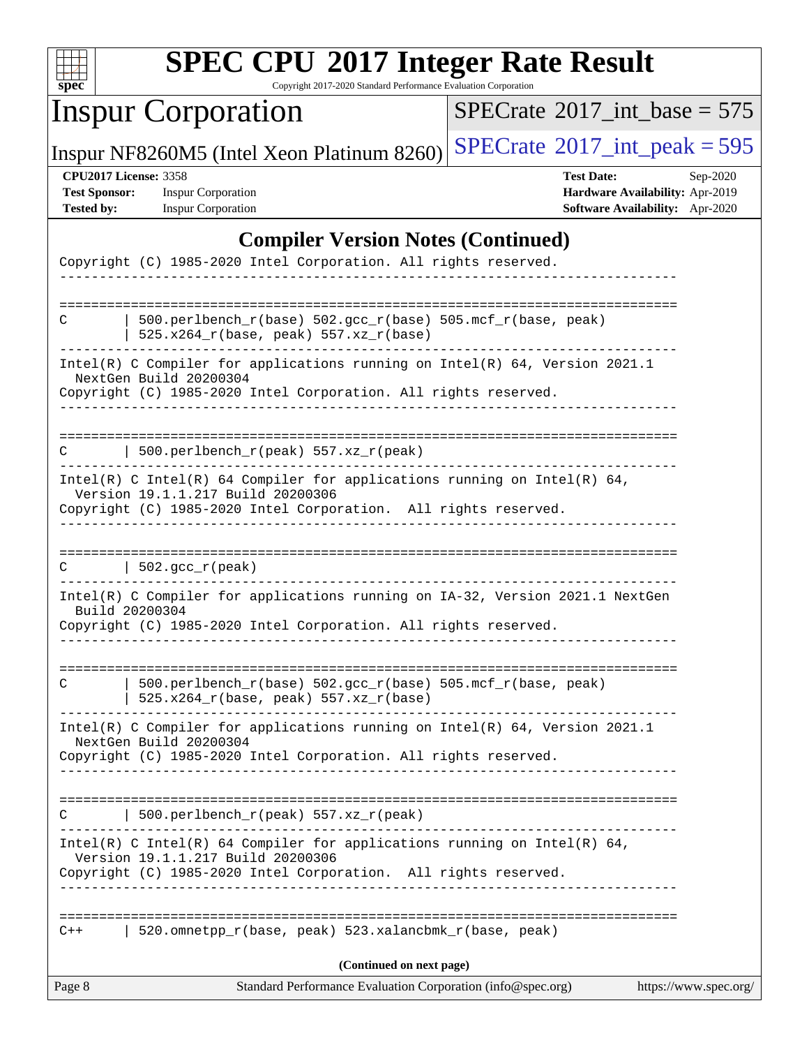## Compiler Version Notes (Continued)

```
Copyright (C) 1985-2020 Intel Corporation. All rights reserved.
------------------------------------------------------------------------------

==============================================================================
C       | 500.perlbench_r(base) 502.gcc_r(base) 505.mcf_r(base, peak)
        | 525.x264_r(base, peak) 557.xz_r(base)
------------------------------------------------------------------------------
Intel(R) C Compiler for applications running on Intel(R) 64, Version 2021.1
  NextGen Build 20200304
Copyright (C) 1985-2020 Intel Corporation. All rights reserved.
------------------------------------------------------------------------------

==============================================================================
C       | 500.perlbench_r(peak) 557.xz_r(peak)
------------------------------------------------------------------------------
Intel(R) C Intel(R) 64 Compiler for applications running on Intel(R) 64,
  Version 19.1.1.217 Build 20200306
Copyright (C) 1985-2020 Intel Corporation.  All rights reserved.
------------------------------------------------------------------------------

==============================================================================
C       | 502.gcc_r(peak)
------------------------------------------------------------------------------
Intel(R) C Compiler for applications running on IA-32, Version 2021.1 NextGen
  Build 20200304
Copyright (C) 1985-2020 Intel Corporation. All rights reserved.
------------------------------------------------------------------------------

==============================================================================
C       | 500.perlbench_r(base) 502.gcc_r(base) 505.mcf_r(base, peak)
        | 525.x264_r(base, peak) 557.xz_r(base)
------------------------------------------------------------------------------
Intel(R) C Compiler for applications running on Intel(R) 64, Version 2021.1
  NextGen Build 20200304
Copyright (C) 1985-2020 Intel Corporation. All rights reserved.
------------------------------------------------------------------------------

==============================================================================
C       | 500.perlbench_r(peak) 557.xz_r(peak)
------------------------------------------------------------------------------
Intel(R) C Intel(R) 64 Compiler for applications running on Intel(R) 64,
  Version 19.1.1.217 Build 20200306
Copyright (C) 1985-2020 Intel Corporation.  All rights reserved.
------------------------------------------------------------------------------

==============================================================================
C++     | 520.omnetpp_r(base, peak) 523.xalancbmk_r(base, peak)
```

**(Continued on next page)**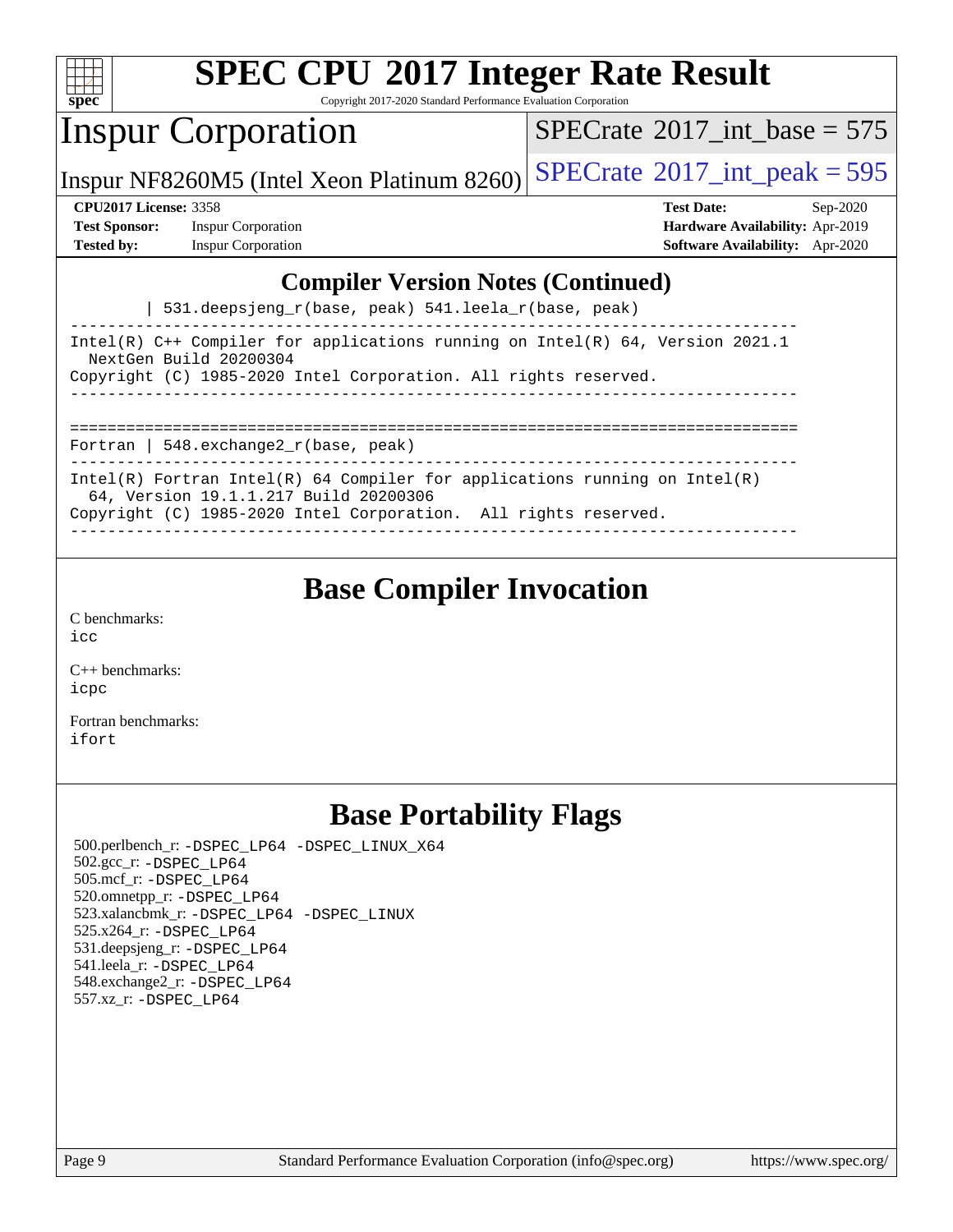## Compiler Version Notes (Continued)

```
        | 531.deepsjeng_r(base, peak) 541.leela_r(base, peak)
------------------------------------------------------------------------------
Intel(R) C++ Compiler for applications running on Intel(R) 64, Version 2021.1
  NextGen Build 20200304
Copyright (C) 1985-2020 Intel Corporation. All rights reserved.
------------------------------------------------------------------------------

==============================================================================
Fortran | 548.exchange2_r(base, peak)
------------------------------------------------------------------------------
Intel(R) Fortran Intel(R) 64 Compiler for applications running on Intel(R)
  64, Version 19.1.1.217 Build 20200306
Copyright (C) 1985-2020 Intel Corporation.  All rights reserved.
------------------------------------------------------------------------------
```

## Base Compiler Invocation

C benchmarks:
icc

C++ benchmarks:
icpc

Fortran benchmarks:
ifort

## Base Portability Flags

500.perlbench_r: -DSPEC_LP64 -DSPEC_LINUX_X64
502.gcc_r: -DSPEC_LP64
505.mcf_r: -DSPEC_LP64
520.omnetpp_r: -DSPEC_LP64
523.xalancbmk_r: -DSPEC_LP64 -DSPEC_LINUX
525.x264_r: -DSPEC_LP64
531.deepsjeng_r: -DSPEC_LP64
541.leela_r: -DSPEC_LP64
548.exchange2_r: -DSPEC_LP64
557.xz_r: -DSPEC_LP64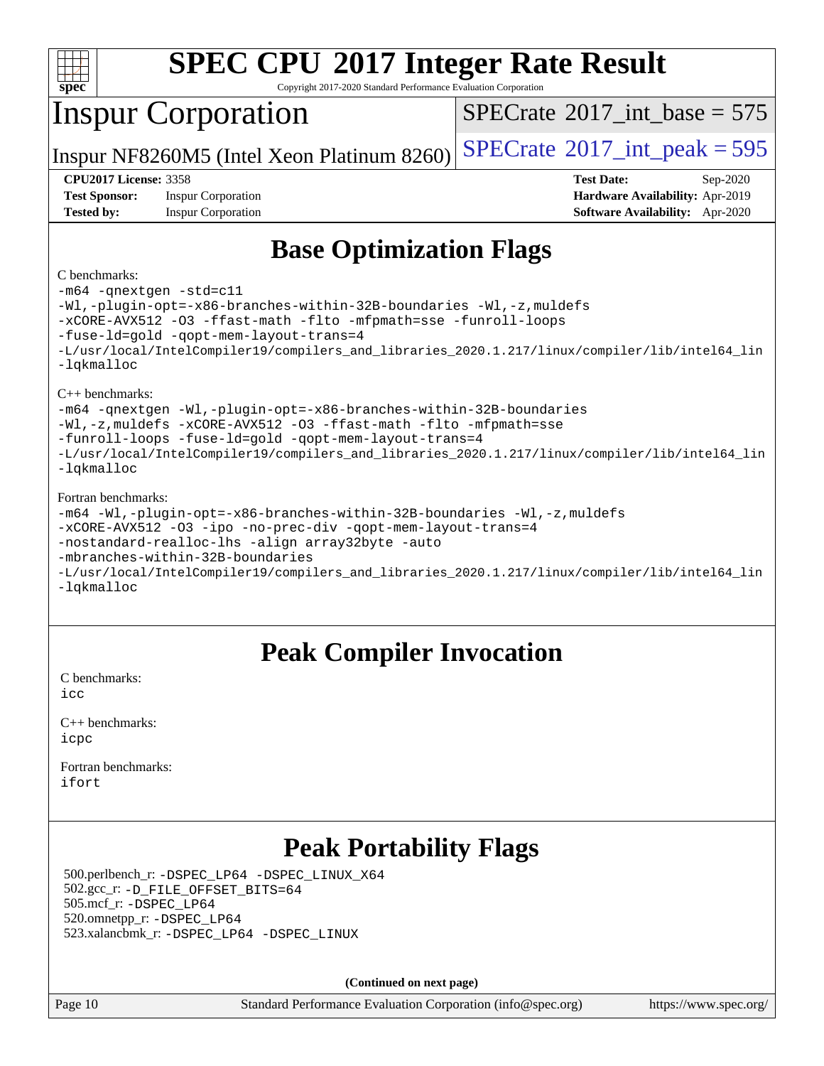# SPEC CPU 2017 Integer Rate Result

Copyright 2017-2020 Standard Performance Evaluation Corporation

## Inspur Corporation

Inspur NF8260M5 (Intel Xeon Platinum 8260)

SPECrate 2017_int_base = 575

SPECrate 2017_int_peak = 595

**CPU2017 License:** 3358
**Test Sponsor:** Inspur Corporation
**Tested by:** Inspur Corporation

**Test Date:** Sep-2020
**Hardware Availability:** Apr-2019
**Software Availability:** Apr-2020

## Base Optimization Flags

C benchmarks:

```
-m64 -qnextgen -std=c11
-Wl,-plugin-opt=-x86-branches-within-32B-boundaries -Wl,-z,muldefs
-xCORE-AVX512 -O3 -ffast-math -flto -mfpmath=sse -funroll-loops
-fuse-ld=gold -qopt-mem-layout-trans=4
-L/usr/local/IntelCompiler19/compilers_and_libraries_2020.1.217/linux/compiler/lib/intel64_lin
-lqkmalloc
```

C++ benchmarks:

```
-m64 -qnextgen -Wl,-plugin-opt=-x86-branches-within-32B-boundaries
-Wl,-z,muldefs -xCORE-AVX512 -O3 -ffast-math -flto -mfpmath=sse
-funroll-loops -fuse-ld=gold -qopt-mem-layout-trans=4
-L/usr/local/IntelCompiler19/compilers_and_libraries_2020.1.217/linux/compiler/lib/intel64_lin
-lqkmalloc
```

Fortran benchmarks:

```
-m64 -Wl,-plugin-opt=-x86-branches-within-32B-boundaries -Wl,-z,muldefs
-xCORE-AVX512 -O3 -ipo -no-prec-div -qopt-mem-layout-trans=4
-nostandard-realloc-lhs -align array32byte -auto
-mbranches-within-32B-boundaries
-L/usr/local/IntelCompiler19/compilers_and_libraries_2020.1.217/linux/compiler/lib/intel64_lin
-lqkmalloc
```

## Peak Compiler Invocation

C benchmarks:
icc

C++ benchmarks:
icpc

Fortran benchmarks:
ifort

## Peak Portability Flags

500.perlbench_r: -DSPEC_LP64 -DSPEC_LINUX_X64
502.gcc_r: -D_FILE_OFFSET_BITS=64
505.mcf_r: -DSPEC_LP64
520.omnetpp_r: -DSPEC_LP64
523.xalancbmk_r: -DSPEC_LP64 -DSPEC_LINUX

**(Continued on next page)**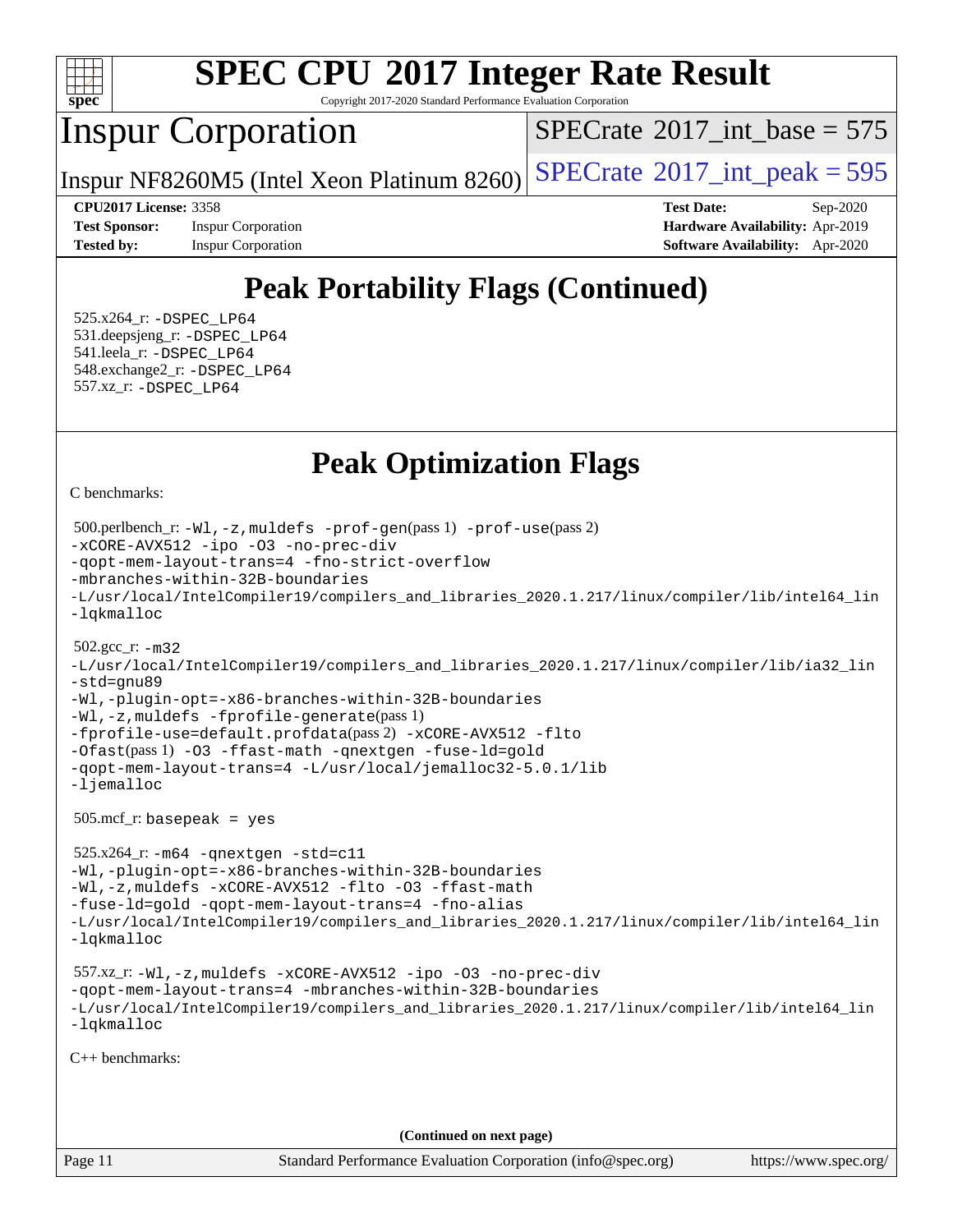# SPEC CPU 2017 Integer Rate Result

Copyright 2017-2020 Standard Performance Evaluation Corporation

## Inspur Corporation

Inspur NF8260M5 (Intel Xeon Platinum 8260)

SPECrate 2017_int_base = 575

SPECrate 2017_int_peak = 595

**CPU2017 License:** 3358
**Test Sponsor:** Inspur Corporation
**Tested by:** Inspur Corporation

**Test Date:** Sep-2020
**Hardware Availability:** Apr-2019
**Software Availability:** Apr-2020

## Peak Portability Flags (Continued)

525.x264_r: -DSPEC_LP64
531.deepsjeng_r: -DSPEC_LP64
541.leela_r: -DSPEC_LP64
548.exchange2_r: -DSPEC_LP64
557.xz_r: -DSPEC_LP64

## Peak Optimization Flags

C benchmarks:

500.perlbench_r: -Wl,-z,muldefs -prof-gen(pass 1) -prof-use(pass 2)
-xCORE-AVX512 -ipo -O3 -no-prec-div
-qopt-mem-layout-trans=4 -fno-strict-overflow
-mbranches-within-32B-boundaries
-L/usr/local/IntelCompiler19/compilers_and_libraries_2020.1.217/linux/compiler/lib/intel64_lin
-lqkmalloc

502.gcc_r: -m32
-L/usr/local/IntelCompiler19/compilers_and_libraries_2020.1.217/linux/compiler/lib/ia32_lin
-std=gnu89
-Wl,-plugin-opt=-x86-branches-within-32B-boundaries
-Wl,-z,muldefs -fprofile-generate(pass 1)
-fprofile-use=default.profdata(pass 2) -xCORE-AVX512 -flto
-Ofast(pass 1) -O3 -ffast-math -qnextgen -fuse-ld=gold
-qopt-mem-layout-trans=4 -L/usr/local/jemalloc32-5.0.1/lib
-ljemalloc

505.mcf_r: basepeak = yes

525.x264_r: -m64 -qnextgen -std=c11
-Wl,-plugin-opt=-x86-branches-within-32B-boundaries
-Wl,-z,muldefs -xCORE-AVX512 -flto -O3 -ffast-math
-fuse-ld=gold -qopt-mem-layout-trans=4 -fno-alias
-L/usr/local/IntelCompiler19/compilers_and_libraries_2020.1.217/linux/compiler/lib/intel64_lin
-lqkmalloc

557.xz_r: -Wl,-z,muldefs -xCORE-AVX512 -ipo -O3 -no-prec-div
-qopt-mem-layout-trans=4 -mbranches-within-32B-boundaries
-L/usr/local/IntelCompiler19/compilers_and_libraries_2020.1.217/linux/compiler/lib/intel64_lin
-lqkmalloc

C++ benchmarks:

**(Continued on next page)**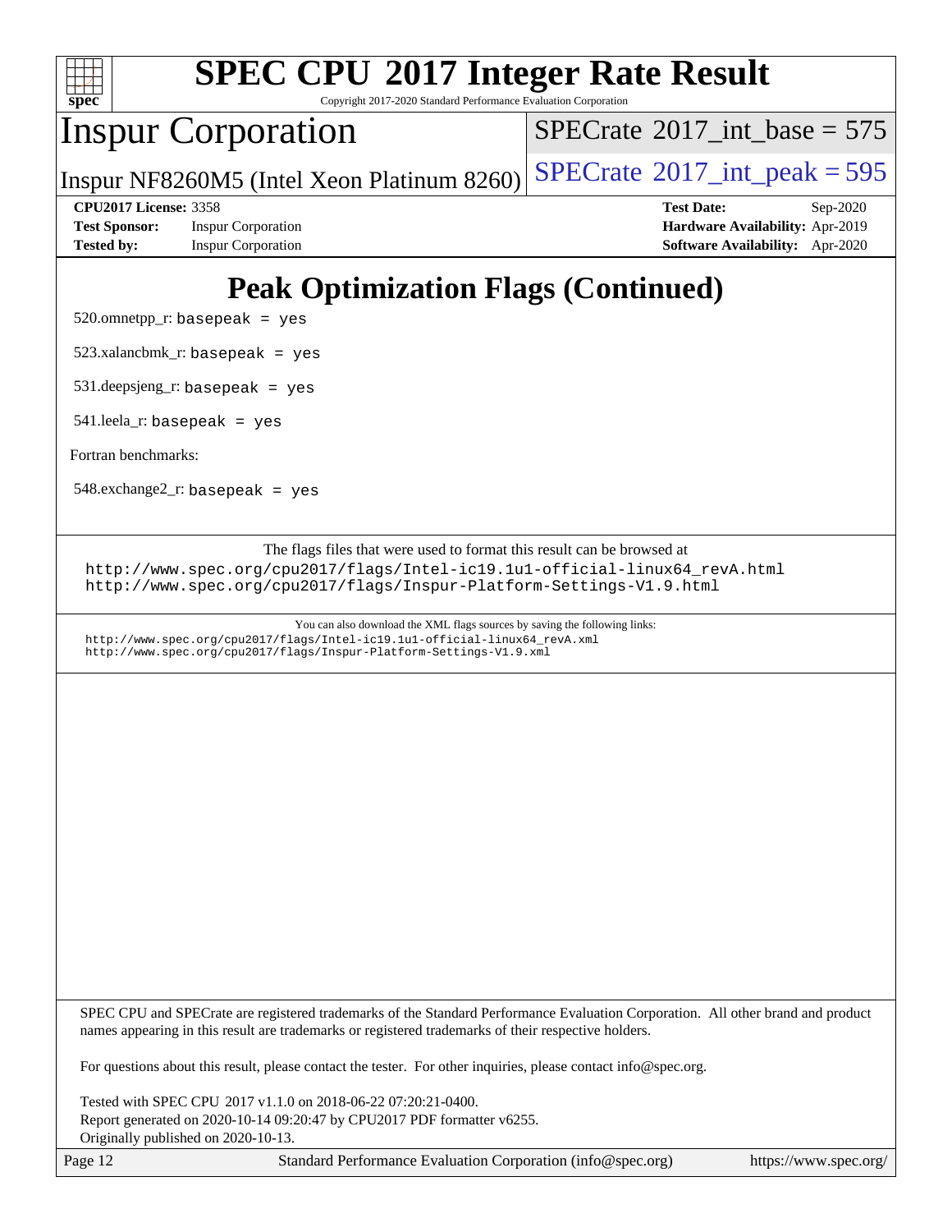## Peak Optimization Flags (Continued)

520.omnetpp_r: basepeak = yes

523.xalancbmk_r: basepeak = yes

531.deepsjeng_r: basepeak = yes

541.leela_r: basepeak = yes

Fortran benchmarks:

548.exchange2_r: basepeak = yes

The flags files that were used to format this result can be browsed at

http://www.spec.org/cpu2017/flags/Intel-ic19.1u1-official-linux64_revA.html
http://www.spec.org/cpu2017/flags/Inspur-Platform-Settings-V1.9.html

You can also download the XML flags sources by saving the following links:

http://www.spec.org/cpu2017/flags/Intel-ic19.1u1-official-linux64_revA.xml
http://www.spec.org/cpu2017/flags/Inspur-Platform-Settings-V1.9.xml

SPEC CPU and SPECrate are registered trademarks of the Standard Performance Evaluation Corporation. All other brand and product names appearing in this result are trademarks or registered trademarks of their respective holders.

For questions about this result, please contact the tester. For other inquiries, please contact info@spec.org.

Tested with SPEC CPU 2017 v1.1.0 on 2018-06-22 07:20:21-0400.
Report generated on 2020-10-14 09:20:47 by CPU2017 PDF formatter v6255.
Originally published on 2020-10-13.